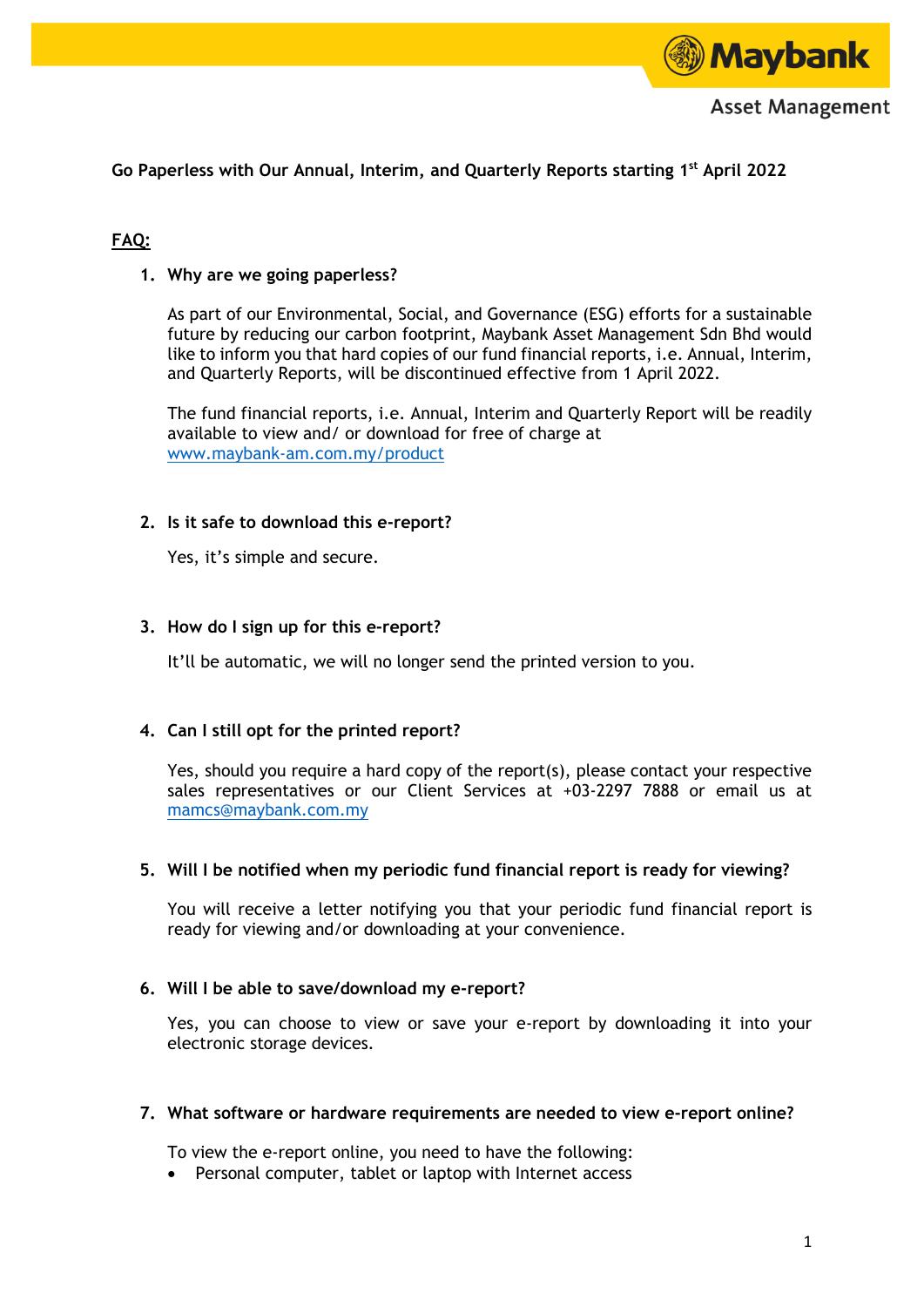Maybank Asset Management

**Go Paperless with Our Annual, Interim, and Quarterly Reports starting 1st April 2022**

**FAQ:**

1. **Why are we going paperless?**

   As part of our Environmental, Social, and Governance (ESG) efforts for a sustainable future by reducing our carbon footprint, Maybank Asset Management Sdn Bhd would like to inform you that hard copies of our fund financial reports, i.e. Annual, Interim, and Quarterly Reports, will be discontinued effective from 1 April 2022.

   The fund financial reports, i.e. Annual, Interim and Quarterly Report will be readily available to view and/ or download for free of charge at www.maybank-am.com.my/product

2. **Is it safe to download this e-report?**

   Yes, it's simple and secure.

3. **How do I sign up for this e-report?**

   It'll be automatic, we will no longer send the printed version to you.

4. **Can I still opt for the printed report?**

   Yes, should you require a hard copy of the report(s), please contact your respective sales representatives or our Client Services at +03-2297 7888 or email us at mamcs@maybank.com.my

5. **Will I be notified when my periodic fund financial report is ready for viewing?**

   You will receive a letter notifying you that your periodic fund financial report is ready for viewing and/or downloading at your convenience.

6. **Will I be able to save/download my e-report?**

   Yes, you can choose to view or save your e-report by downloading it into your electronic storage devices.

7. **What software or hardware requirements are needed to view e-report online?**

   To view the e-report online, you need to have the following:

   - Personal computer, tablet or laptop with Internet access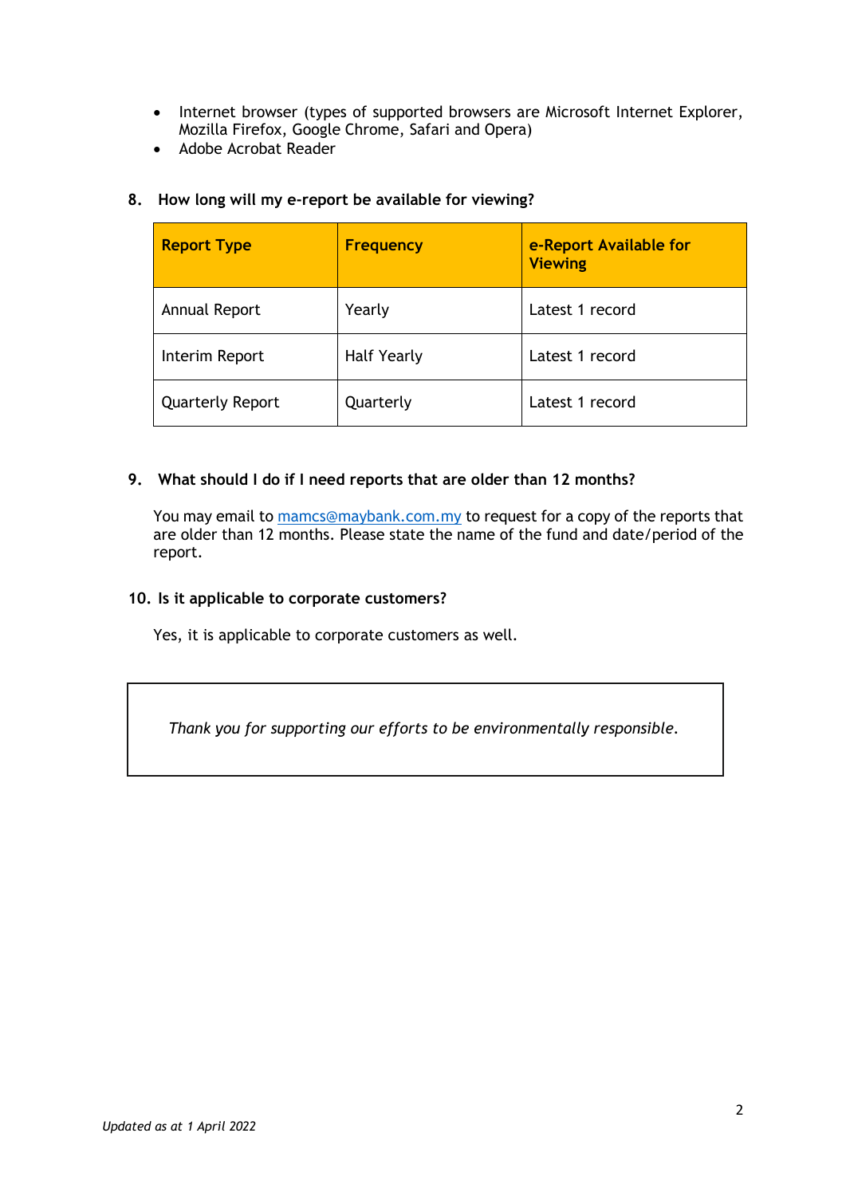- Internet browser (types of supported browsers are Microsoft Internet Explorer, Mozilla Firefox, Google Chrome, Safari and Opera)
- Adobe Acrobat Reader

**8. How long will my e-report be available for viewing?**

| Report Type | Frequency | e-Report Available for Viewing |
|---|---|---|
| Annual Report | Yearly | Latest 1 record |
| Interim Report | Half Yearly | Latest 1 record |
| Quarterly Report | Quarterly | Latest 1 record |

**9. What should I do if I need reports that are older than 12 months?**

You may email to mamcs@maybank.com.my to request for a copy of the reports that are older than 12 months. Please state the name of the fund and date/period of the report.

**10. Is it applicable to corporate customers?**

Yes, it is applicable to corporate customers as well.

*Thank you for supporting our efforts to be environmentally responsible.*

*Updated as at 1 April 2022*